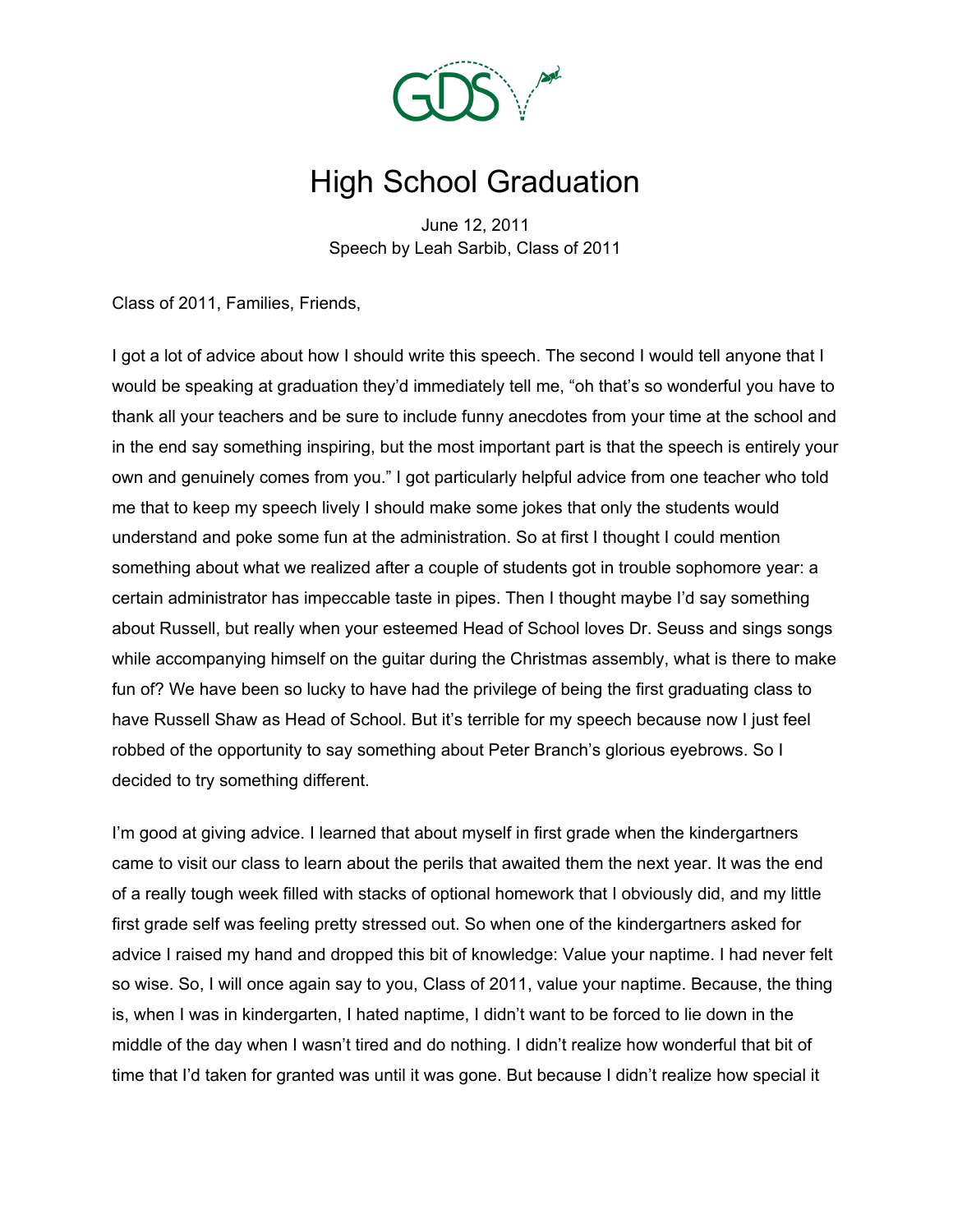# High School Graduation

June 12, 2011
Speech by Leah Sarbib, Class of 2011

Class of 2011, Families, Friends,

I got a lot of advice about how I should write this speech. The second I would tell anyone that I would be speaking at graduation they'd immediately tell me, "oh that's so wonderful you have to thank all your teachers and be sure to include funny anecdotes from your time at the school and in the end say something inspiring, but the most important part is that the speech is entirely your own and genuinely comes from you." I got particularly helpful advice from one teacher who told me that to keep my speech lively I should make some jokes that only the students would understand and poke some fun at the administration. So at first I thought I could mention something about what we realized after a couple of students got in trouble sophomore year: a certain administrator has impeccable taste in pipes. Then I thought maybe I'd say something about Russell, but really when your esteemed Head of School loves Dr. Seuss and sings songs while accompanying himself on the guitar during the Christmas assembly, what is there to make fun of? We have been so lucky to have had the privilege of being the first graduating class to have Russell Shaw as Head of School. But it's terrible for my speech because now I just feel robbed of the opportunity to say something about Peter Branch's glorious eyebrows. So I decided to try something different.

I'm good at giving advice. I learned that about myself in first grade when the kindergartners came to visit our class to learn about the perils that awaited them the next year. It was the end of a really tough week filled with stacks of optional homework that I obviously did, and my little first grade self was feeling pretty stressed out. So when one of the kindergartners asked for advice I raised my hand and dropped this bit of knowledge: Value your naptime. I had never felt so wise. So, I will once again say to you, Class of 2011, value your naptime. Because, the thing is, when I was in kindergarten, I hated naptime, I didn't want to be forced to lie down in the middle of the day when I wasn't tired and do nothing. I didn't realize how wonderful that bit of time that I'd taken for granted was until it was gone. But because I didn't realize how special it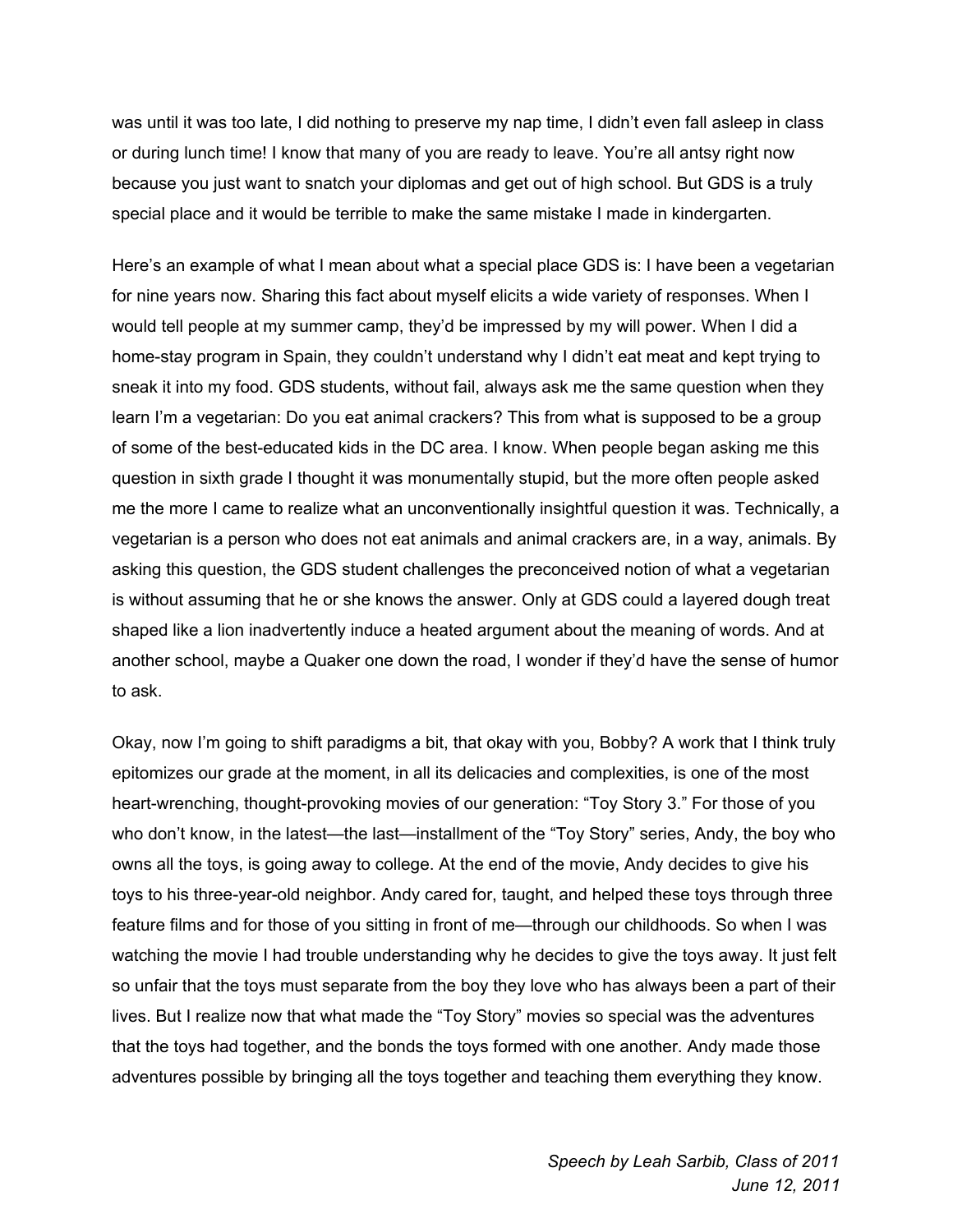was until it was too late, I did nothing to preserve my nap time, I didn't even fall asleep in class or during lunch time! I know that many of you are ready to leave. You're all antsy right now because you just want to snatch your diplomas and get out of high school. But GDS is a truly special place and it would be terrible to make the same mistake I made in kindergarten.

Here's an example of what I mean about what a special place GDS is: I have been a vegetarian for nine years now. Sharing this fact about myself elicits a wide variety of responses. When I would tell people at my summer camp, they'd be impressed by my will power. When I did a home-stay program in Spain, they couldn't understand why I didn't eat meat and kept trying to sneak it into my food. GDS students, without fail, always ask me the same question when they learn I'm a vegetarian: Do you eat animal crackers? This from what is supposed to be a group of some of the best-educated kids in the DC area. I know. When people began asking me this question in sixth grade I thought it was monumentally stupid, but the more often people asked me the more I came to realize what an unconventionally insightful question it was. Technically, a vegetarian is a person who does not eat animals and animal crackers are, in a way, animals. By asking this question, the GDS student challenges the preconceived notion of what a vegetarian is without assuming that he or she knows the answer. Only at GDS could a layered dough treat shaped like a lion inadvertently induce a heated argument about the meaning of words. And at another school, maybe a Quaker one down the road, I wonder if they'd have the sense of humor to ask.

Okay, now I'm going to shift paradigms a bit, that okay with you, Bobby? A work that I think truly epitomizes our grade at the moment, in all its delicacies and complexities, is one of the most heart-wrenching, thought-provoking movies of our generation: "Toy Story 3." For those of you who don't know, in the latest—the last—installment of the "Toy Story" series, Andy, the boy who owns all the toys, is going away to college. At the end of the movie, Andy decides to give his toys to his three-year-old neighbor. Andy cared for, taught, and helped these toys through three feature films and for those of you sitting in front of me—through our childhoods. So when I was watching the movie I had trouble understanding why he decides to give the toys away. It just felt so unfair that the toys must separate from the boy they love who has always been a part of their lives. But I realize now that what made the "Toy Story" movies so special was the adventures that the toys had together, and the bonds the toys formed with one another. Andy made those adventures possible by bringing all the toys together and teaching them everything they know.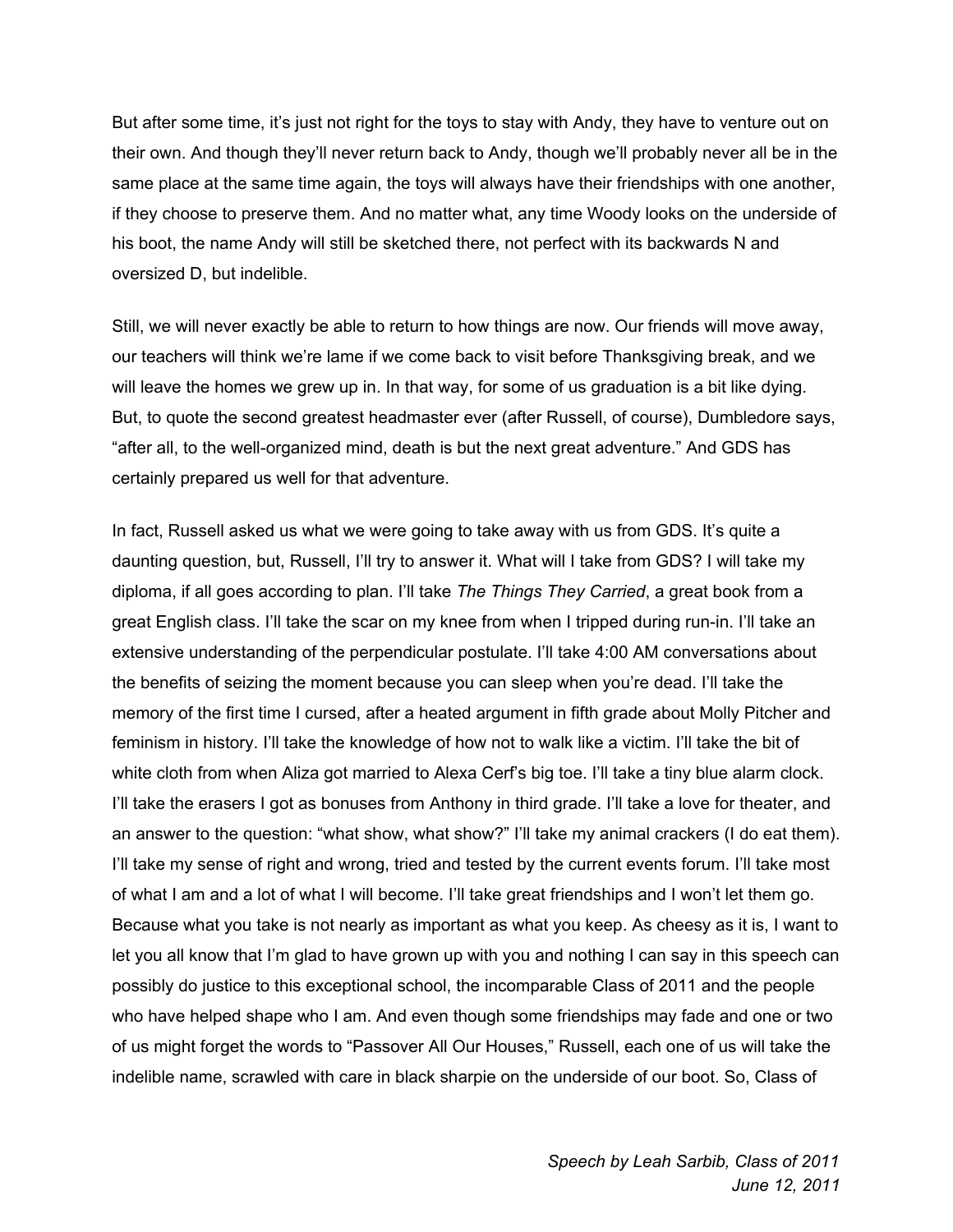But after some time, it's just not right for the toys to stay with Andy, they have to venture out on their own. And though they'll never return back to Andy, though we'll probably never all be in the same place at the same time again, the toys will always have their friendships with one another, if they choose to preserve them. And no matter what, any time Woody looks on the underside of his boot, the name Andy will still be sketched there, not perfect with its backwards N and oversized D, but indelible.

Still, we will never exactly be able to return to how things are now. Our friends will move away, our teachers will think we're lame if we come back to visit before Thanksgiving break, and we will leave the homes we grew up in. In that way, for some of us graduation is a bit like dying. But, to quote the second greatest headmaster ever (after Russell, of course), Dumbledore says, "after all, to the well-organized mind, death is but the next great adventure." And GDS has certainly prepared us well for that adventure.

In fact, Russell asked us what we were going to take away with us from GDS. It's quite a daunting question, but, Russell, I'll try to answer it. What will I take from GDS? I will take my diploma, if all goes according to plan. I'll take *The Things They Carried*, a great book from a great English class. I'll take the scar on my knee from when I tripped during run-in. I'll take an extensive understanding of the perpendicular postulate. I'll take 4:00 AM conversations about the benefits of seizing the moment because you can sleep when you're dead. I'll take the memory of the first time I cursed, after a heated argument in fifth grade about Molly Pitcher and feminism in history. I'll take the knowledge of how not to walk like a victim. I'll take the bit of white cloth from when Aliza got married to Alexa Cerf's big toe. I'll take a tiny blue alarm clock. I'll take the erasers I got as bonuses from Anthony in third grade. I'll take a love for theater, and an answer to the question: "what show, what show?" I'll take my animal crackers (I do eat them). I'll take my sense of right and wrong, tried and tested by the current events forum. I'll take most of what I am and a lot of what I will become. I'll take great friendships and I won't let them go. Because what you take is not nearly as important as what you keep. As cheesy as it is, I want to let you all know that I'm glad to have grown up with you and nothing I can say in this speech can possibly do justice to this exceptional school, the incomparable Class of 2011 and the people who have helped shape who I am. And even though some friendships may fade and one or two of us might forget the words to "Passover All Our Houses," Russell, each one of us will take the indelible name, scrawled with care in black sharpie on the underside of our boot. So, Class of

*Speech by Leah Sarbib, Class of 2011*
*June 12, 2011*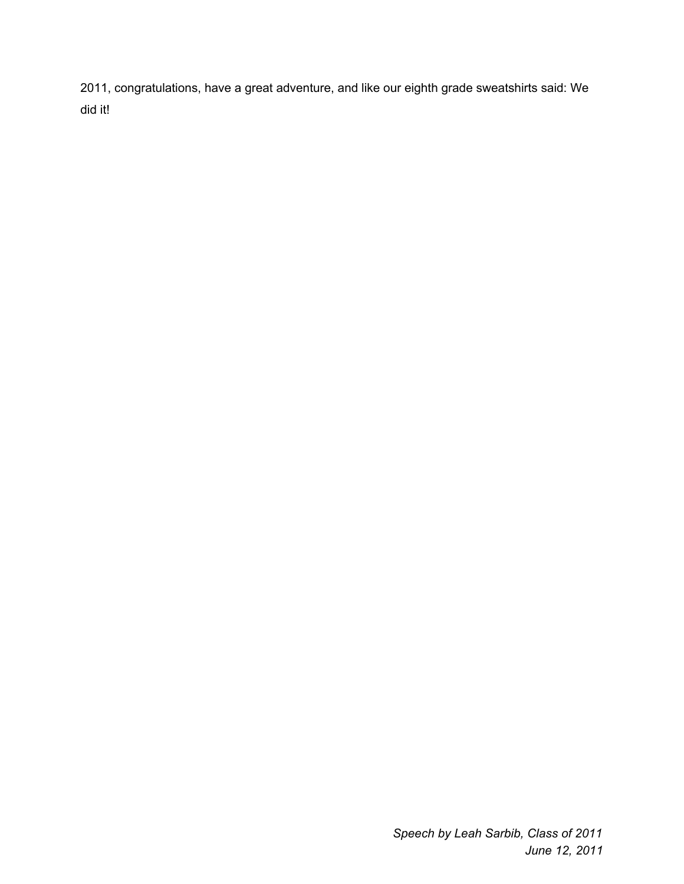2011, congratulations, have a great adventure, and like our eighth grade sweatshirts said: We did it!

*Speech by Leah Sarbib, Class of 2011*
*June 12, 2011*